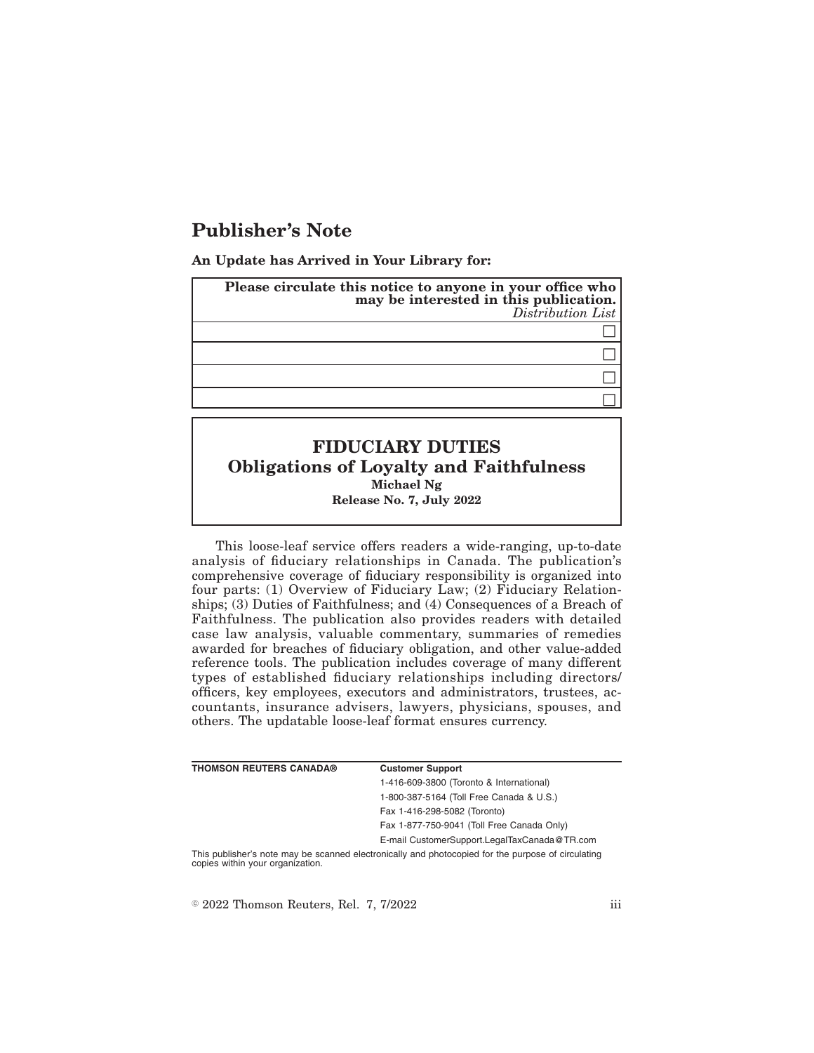# Publisher's Note

**An Update has Arrived in Your Library for:**

| **Please circulate this notice to anyone in your office who may be interested in this publication.** *Distribution List* |
|---|
| ☐ |
| ☐ |
| ☐ |
| ☐ |

## FIDUCIARY DUTIES
## Obligations of Loyalty and Faithfulness

**Michael Ng**
**Release No. 7, July 2022**

This loose-leaf service offers readers a wide-ranging, up-to-date analysis of fiduciary relationships in Canada. The publication's comprehensive coverage of fiduciary responsibility is organized into four parts: (1) Overview of Fiduciary Law; (2) Fiduciary Relationships; (3) Duties of Faithfulness; and (4) Consequences of a Breach of Faithfulness. The publication also provides readers with detailed case law analysis, valuable commentary, summaries of remedies awarded for breaches of fiduciary obligation, and other value-added reference tools. The publication includes coverage of many different types of established fiduciary relationships including directors/officers, key employees, executors and administrators, trustees, accountants, insurance advisers, lawyers, physicians, spouses, and others. The updatable loose-leaf format ensures currency.

| **THOMSON REUTERS CANADA®** | **Customer Support** |
|---|---|
| | 1-416-609-3800 (Toronto & International) |
| | 1-800-387-5164 (Toll Free Canada & U.S.) |
| | Fax 1-416-298-5082 (Toronto) |
| | Fax 1-877-750-9041 (Toll Free Canada Only) |
| | E-mail CustomerSupport.LegalTaxCanada@TR.com |

This publisher's note may be scanned electronically and photocopied for the purpose of circulating copies within your organization.

© 2022 Thomson Reuters, Rel. 7, 7/2022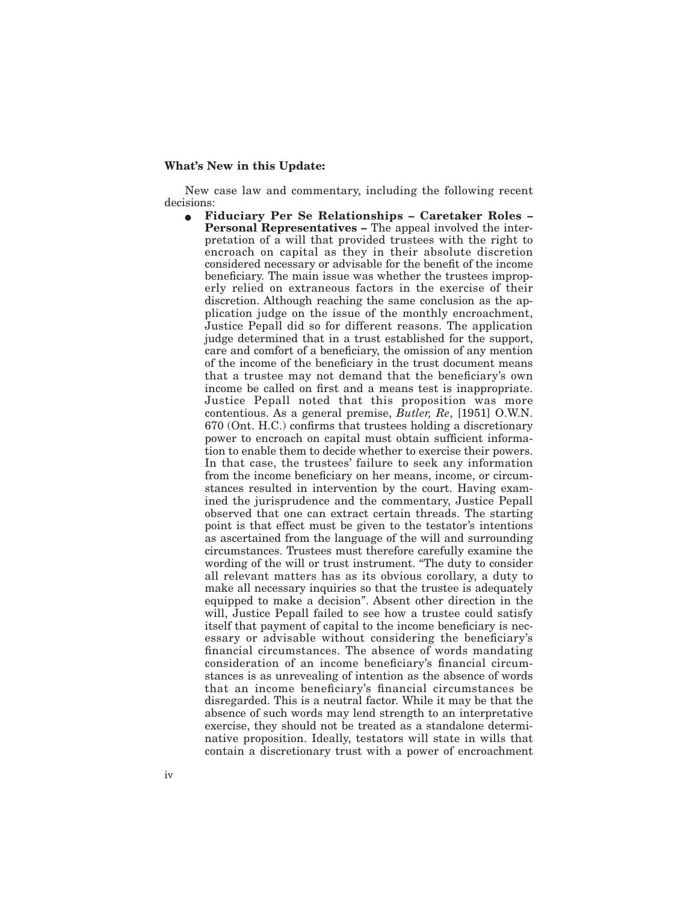**What's New in this Update:**

New case law and commentary, including the following recent decisions:

- **Fiduciary Per Se Relationships – Caretaker Roles – Personal Representatives –** The appeal involved the interpretation of a will that provided trustees with the right to encroach on capital as they in their absolute discretion considered necessary or advisable for the benefit of the income beneficiary. The main issue was whether the trustees improperly relied on extraneous factors in the exercise of their discretion. Although reaching the same conclusion as the application judge on the issue of the monthly encroachment, Justice Pepall did so for different reasons. The application judge determined that in a trust established for the support, care and comfort of a beneficiary, the omission of any mention of the income of the beneficiary in the trust document means that a trustee may not demand that the beneficiary's own income be called on first and a means test is inappropriate. Justice Pepall noted that this proposition was more contentious. As a general premise, *Butler, Re*, [1951] O.W.N. 670 (Ont. H.C.) confirms that trustees holding a discretionary power to encroach on capital must obtain sufficient information to enable them to decide whether to exercise their powers. In that case, the trustees' failure to seek any information from the income beneficiary on her means, income, or circumstances resulted in intervention by the court. Having examined the jurisprudence and the commentary, Justice Pepall observed that one can extract certain threads. The starting point is that effect must be given to the testator's intentions as ascertained from the language of the will and surrounding circumstances. Trustees must therefore carefully examine the wording of the will or trust instrument. "The duty to consider all relevant matters has as its obvious corollary, a duty to make all necessary inquiries so that the trustee is adequately equipped to make a decision". Absent other direction in the will, Justice Pepall failed to see how a trustee could satisfy itself that payment of capital to the income beneficiary is necessary or advisable without considering the beneficiary's financial circumstances. The absence of words mandating consideration of an income beneficiary's financial circumstances is as unrevealing of intention as the absence of words that an income beneficiary's financial circumstances be disregarded. This is a neutral factor. While it may be that the absence of such words may lend strength to an interpretative exercise, they should not be treated as a standalone determinative proposition. Ideally, testators will state in wills that contain a discretionary trust with a power of encroachment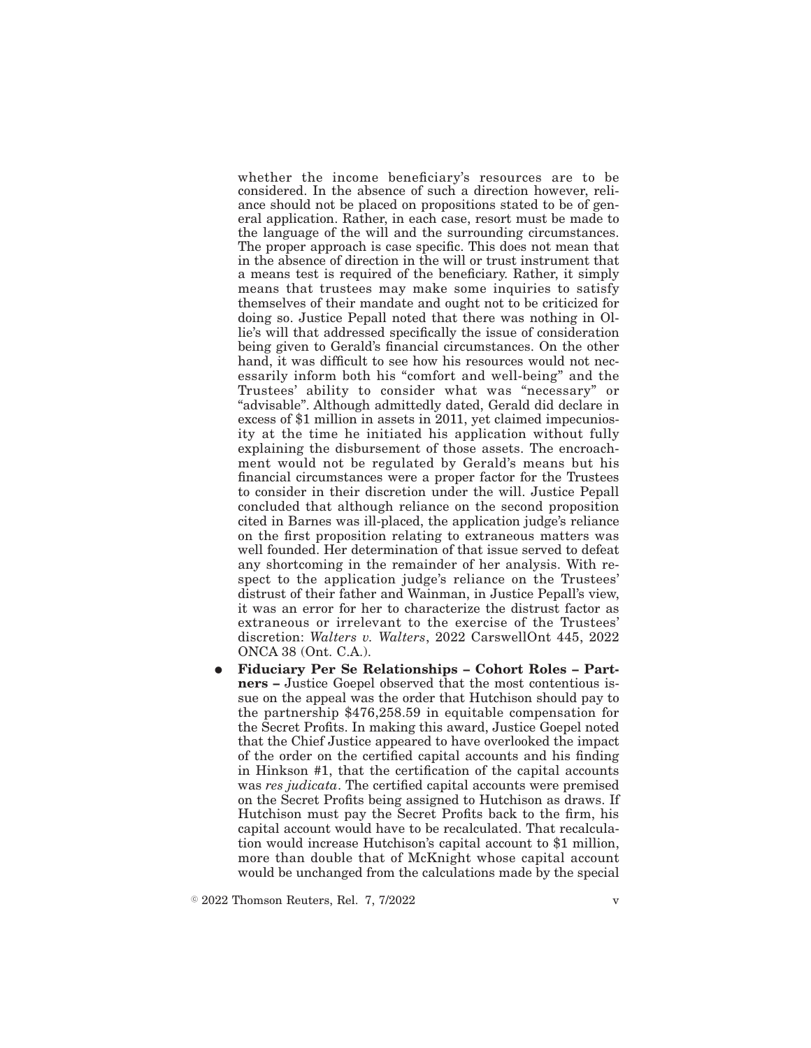whether the income beneficiary's resources are to be considered. In the absence of such a direction however, reliance should not be placed on propositions stated to be of general application. Rather, in each case, resort must be made to the language of the will and the surrounding circumstances. The proper approach is case specific. This does not mean that in the absence of direction in the will or trust instrument that a means test is required of the beneficiary. Rather, it simply means that trustees may make some inquiries to satisfy themselves of their mandate and ought not to be criticized for doing so. Justice Pepall noted that there was nothing in Ollie's will that addressed specifically the issue of consideration being given to Gerald's financial circumstances. On the other hand, it was difficult to see how his resources would not necessarily inform both his "comfort and well-being" and the Trustees' ability to consider what was "necessary" or "advisable". Although admittedly dated, Gerald did declare in excess of $1 million in assets in 2011, yet claimed impecuniosity at the time he initiated his application without fully explaining the disbursement of those assets. The encroachment would not be regulated by Gerald's means but his financial circumstances were a proper factor for the Trustees to consider in their discretion under the will. Justice Pepall concluded that although reliance on the second proposition cited in Barnes was ill-placed, the application judge's reliance on the first proposition relating to extraneous matters was well founded. Her determination of that issue served to defeat any shortcoming in the remainder of her analysis. With respect to the application judge's reliance on the Trustees' distrust of their father and Wainman, in Justice Pepall's view, it was an error for her to characterize the distrust factor as extraneous or irrelevant to the exercise of the Trustees' discretion: *Walters v. Walters*, 2022 CarswellOnt 445, 2022 ONCA 38 (Ont. C.A.).

- **Fiduciary Per Se Relationships – Cohort Roles – Partners –** Justice Goepel observed that the most contentious issue on the appeal was the order that Hutchison should pay to the partnership $476,258.59 in equitable compensation for the Secret Profits. In making this award, Justice Goepel noted that the Chief Justice appeared to have overlooked the impact of the order on the certified capital accounts and his finding in Hinkson #1, that the certification of the capital accounts was *res judicata*. The certified capital accounts were premised on the Secret Profits being assigned to Hutchison as draws. If Hutchison must pay the Secret Profits back to the firm, his capital account would have to be recalculated. That recalculation would increase Hutchison's capital account to $1 million, more than double that of McKnight whose capital account would be unchanged from the calculations made by the special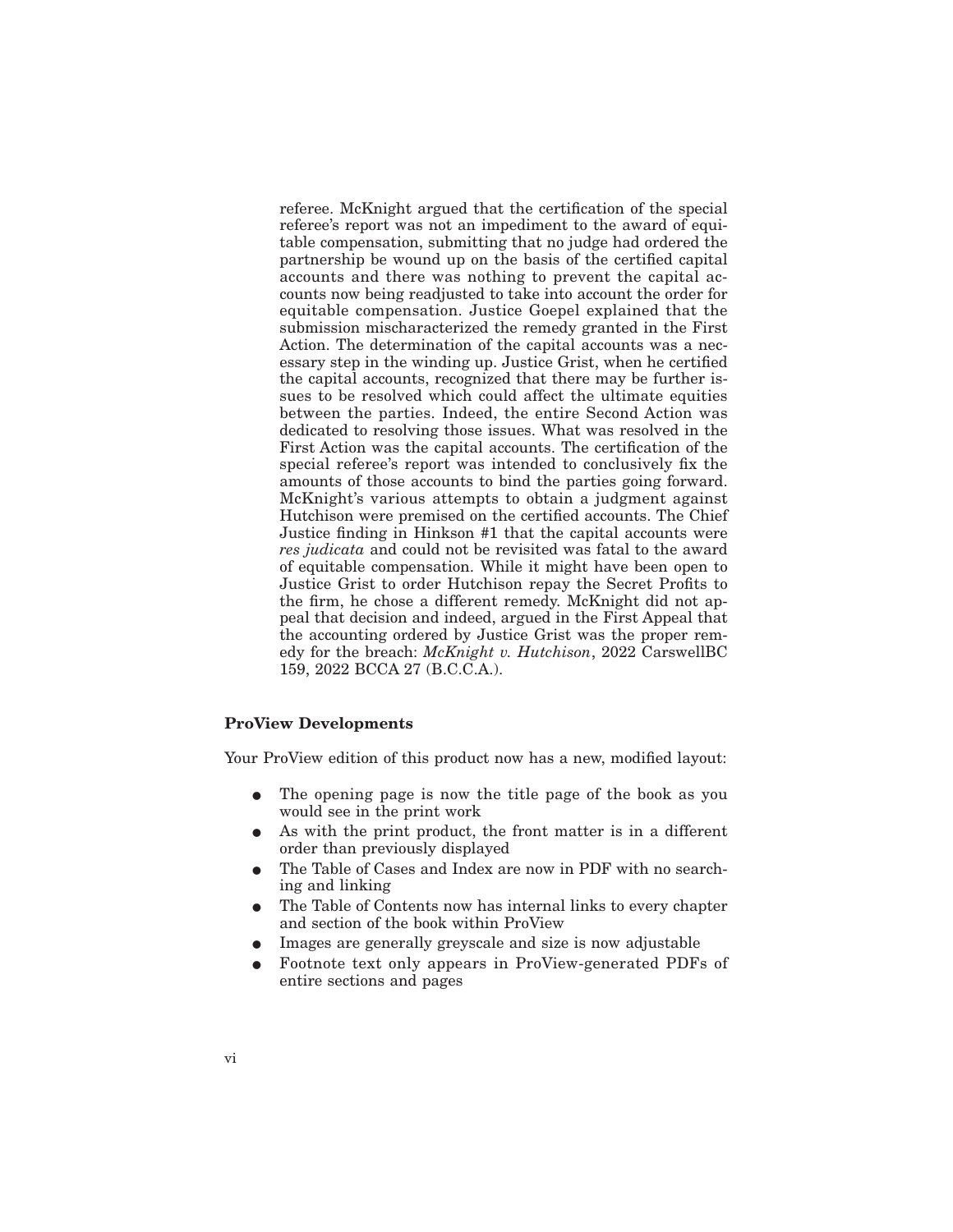referee. McKnight argued that the certification of the special referee's report was not an impediment to the award of equitable compensation, submitting that no judge had ordered the partnership be wound up on the basis of the certified capital accounts and there was nothing to prevent the capital accounts now being readjusted to take into account the order for equitable compensation. Justice Goepel explained that the submission mischaracterized the remedy granted in the First Action. The determination of the capital accounts was a necessary step in the winding up. Justice Grist, when he certified the capital accounts, recognized that there may be further issues to be resolved which could affect the ultimate equities between the parties. Indeed, the entire Second Action was dedicated to resolving those issues. What was resolved in the First Action was the capital accounts. The certification of the special referee's report was intended to conclusively fix the amounts of those accounts to bind the parties going forward. McKnight's various attempts to obtain a judgment against Hutchison were premised on the certified accounts. The Chief Justice finding in Hinkson #1 that the capital accounts were *res judicata* and could not be revisited was fatal to the award of equitable compensation. While it might have been open to Justice Grist to order Hutchison repay the Secret Profits to the firm, he chose a different remedy. McKnight did not appeal that decision and indeed, argued in the First Appeal that the accounting ordered by Justice Grist was the proper remedy for the breach: *McKnight v. Hutchison*, 2022 CarswellBC 159, 2022 BCCA 27 (B.C.C.A.).

**ProView Developments**

Your ProView edition of this product now has a new, modified layout:

- The opening page is now the title page of the book as you would see in the print work
- As with the print product, the front matter is in a different order than previously displayed
- The Table of Cases and Index are now in PDF with no searching and linking
- The Table of Contents now has internal links to every chapter and section of the book within ProView
- Images are generally greyscale and size is now adjustable
- Footnote text only appears in ProView-generated PDFs of entire sections and pages